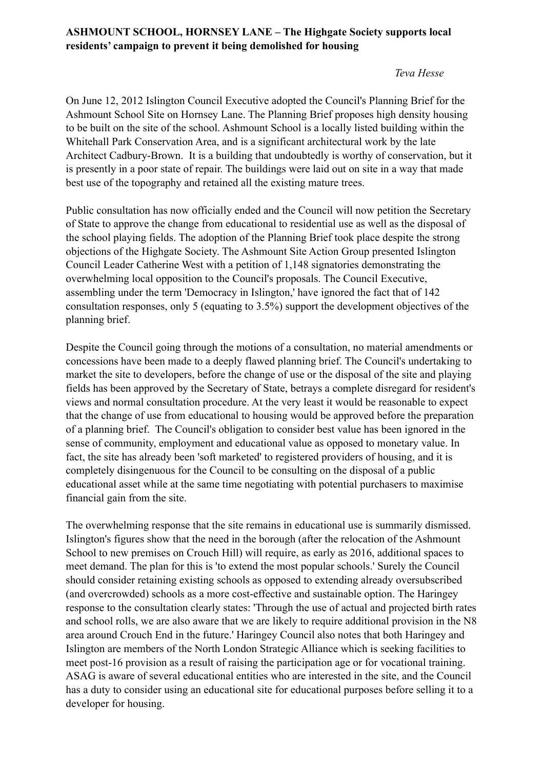**ASHMOUNT SCHOOL, HORNSEY LANE – The Highgate Society supports local residents' campaign to prevent it being demolished for housing**

*Teva Hesse*

On June 12, 2012 Islington Council Executive adopted the Council's Planning Brief for the Ashmount School Site on Hornsey Lane. The Planning Brief proposes high density housing to be built on the site of the school. Ashmount School is a locally listed building within the Whitehall Park Conservation Area, and is a significant architectural work by the late Architect Cadbury-Brown. It is a building that undoubtedly is worthy of conservation, but it is presently in a poor state of repair. The buildings were laid out on site in a way that made best use of the topography and retained all the existing mature trees.

Public consultation has now officially ended and the Council will now petition the Secretary of State to approve the change from educational to residential use as well as the disposal of the school playing fields. The adoption of the Planning Brief took place despite the strong objections of the Highgate Society. The Ashmount Site Action Group presented Islington Council Leader Catherine West with a petition of 1,148 signatories demonstrating the overwhelming local opposition to the Council's proposals. The Council Executive, assembling under the term 'Democracy in Islington,' have ignored the fact that of 142 consultation responses, only 5 (equating to 3.5%) support the development objectives of the planning brief.

Despite the Council going through the motions of a consultation, no material amendments or concessions have been made to a deeply flawed planning brief. The Council's undertaking to market the site to developers, before the change of use or the disposal of the site and playing fields has been approved by the Secretary of State, betrays a complete disregard for resident's views and normal consultation procedure. At the very least it would be reasonable to expect that the change of use from educational to housing would be approved before the preparation of a planning brief. The Council's obligation to consider best value has been ignored in the sense of community, employment and educational value as opposed to monetary value. In fact, the site has already been 'soft marketed' to registered providers of housing, and it is completely disingenuous for the Council to be consulting on the disposal of a public educational asset while at the same time negotiating with potential purchasers to maximise financial gain from the site.

The overwhelming response that the site remains in educational use is summarily dismissed. Islington's figures show that the need in the borough (after the relocation of the Ashmount School to new premises on Crouch Hill) will require, as early as 2016, additional spaces to meet demand. The plan for this is 'to extend the most popular schools.' Surely the Council should consider retaining existing schools as opposed to extending already oversubscribed (and overcrowded) schools as a more cost-effective and sustainable option. The Haringey response to the consultation clearly states: 'Through the use of actual and projected birth rates and school rolls, we are also aware that we are likely to require additional provision in the N8 area around Crouch End in the future.' Haringey Council also notes that both Haringey and Islington are members of the North London Strategic Alliance which is seeking facilities to meet post-16 provision as a result of raising the participation age or for vocational training. ASAG is aware of several educational entities who are interested in the site, and the Council has a duty to consider using an educational site for educational purposes before selling it to a developer for housing.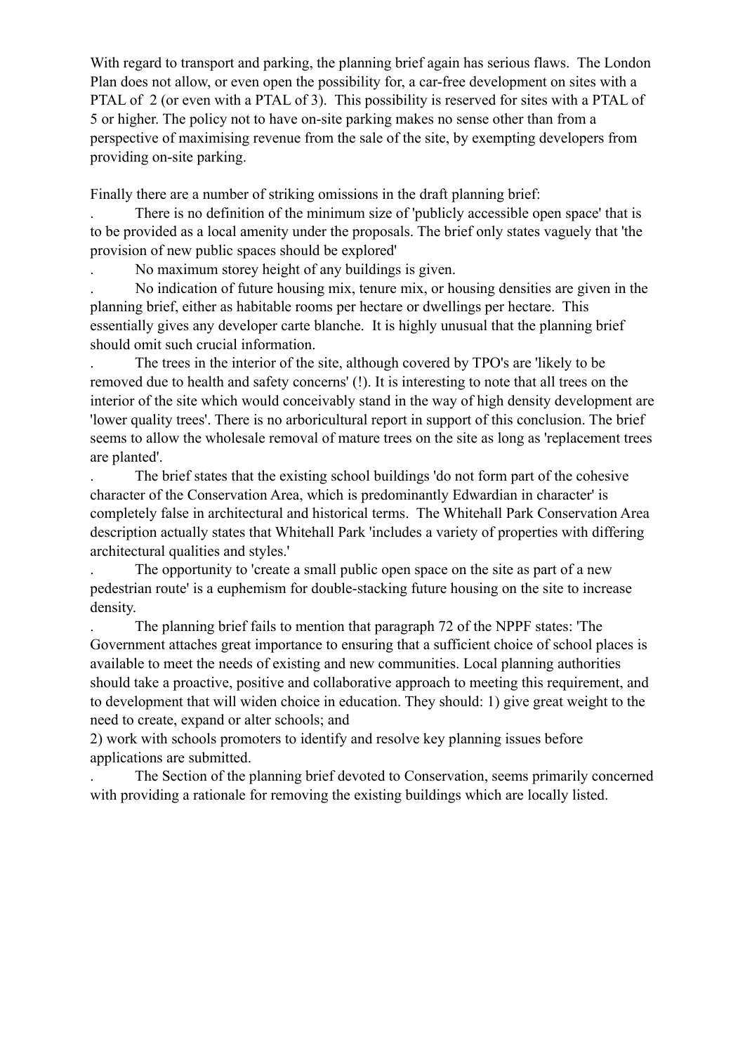With regard to transport and parking, the planning brief again has serious flaws. The London Plan does not allow, or even open the possibility for, a car-free development on sites with a PTAL of 2 (or even with a PTAL of 3). This possibility is reserved for sites with a PTAL of 5 or higher. The policy not to have on-site parking makes no sense other than from a perspective of maximising revenue from the sale of the site, by exempting developers from providing on-site parking.

Finally there are a number of striking omissions in the draft planning brief:

- There is no definition of the minimum size of 'publicly accessible open space' that is to be provided as a local amenity under the proposals. The brief only states vaguely that 'the provision of new public spaces should be explored'
- No maximum storey height of any buildings is given.
- No indication of future housing mix, tenure mix, or housing densities are given in the planning brief, either as habitable rooms per hectare or dwellings per hectare. This essentially gives any developer carte blanche. It is highly unusual that the planning brief should omit such crucial information.
- The trees in the interior of the site, although covered by TPO's are 'likely to be removed due to health and safety concerns' (!). It is interesting to note that all trees on the interior of the site which would conceivably stand in the way of high density development are 'lower quality trees'. There is no arboricultural report in support of this conclusion. The brief seems to allow the wholesale removal of mature trees on the site as long as 'replacement trees are planted'.
- The brief states that the existing school buildings 'do not form part of the cohesive character of the Conservation Area, which is predominantly Edwardian in character' is completely false in architectural and historical terms. The Whitehall Park Conservation Area description actually states that Whitehall Park 'includes a variety of properties with differing architectural qualities and styles.'
- The opportunity to 'create a small public open space on the site as part of a new pedestrian route' is a euphemism for double-stacking future housing on the site to increase density.
- The planning brief fails to mention that paragraph 72 of the NPPF states: 'The Government attaches great importance to ensuring that a sufficient choice of school places is available to meet the needs of existing and new communities. Local planning authorities should take a proactive, positive and collaborative approach to meeting this requirement, and to development that will widen choice in education. They should: 1) give great weight to the need to create, expand or alter schools; and
2) work with schools promoters to identify and resolve key planning issues before applications are submitted.
- The Section of the planning brief devoted to Conservation, seems primarily concerned with providing a rationale for removing the existing buildings which are locally listed.